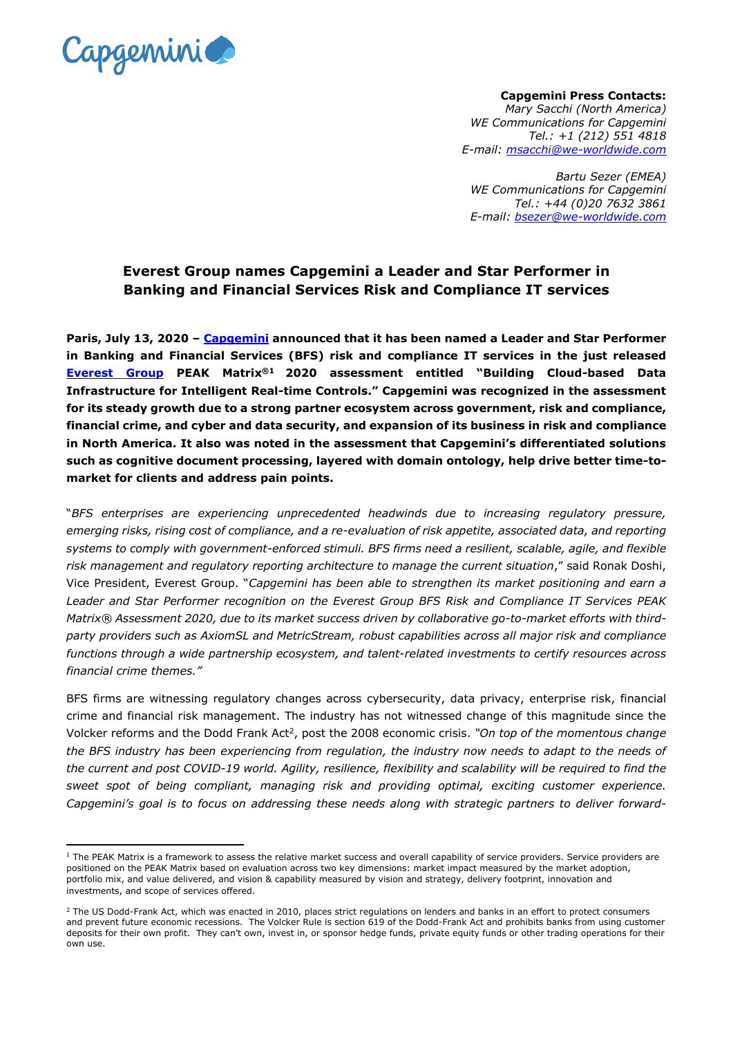**Capgemini Press Contacts:**
*Mary Sacchi (North America)*
*WE Communications for Capgemini*
*Tel.: +1 (212) 551 4818*
*E-mail: msacchi@we-worldwide.com*

*Bartu Sezer (EMEA)*
*WE Communications for Capgemini*
*Tel.: +44 (0)20 7632 3861*
*E-mail: bsezer@we-worldwide.com*

# Everest Group names Capgemini a Leader and Star Performer in Banking and Financial Services Risk and Compliance IT services

**Paris, July 13, 2020 – Capgemini announced that it has been named a Leader and Star Performer in Banking and Financial Services (BFS) risk and compliance IT services in the just released Everest Group PEAK Matrix®[1] 2020 assessment entitled "Building Cloud-based Data Infrastructure for Intelligent Real-time Controls." Capgemini was recognized in the assessment for its steady growth due to a strong partner ecosystem across government, risk and compliance, financial crime, and cyber and data security, and expansion of its business in risk and compliance in North America. It also was noted in the assessment that Capgemini's differentiated solutions such as cognitive document processing, layered with domain ontology, help drive better time-to-market for clients and address pain points.**

"*BFS enterprises are experiencing unprecedented headwinds due to increasing regulatory pressure, emerging risks, rising cost of compliance, and a re-evaluation of risk appetite, associated data, and reporting systems to comply with government-enforced stimuli. BFS firms need a resilient, scalable, agile, and flexible risk management and regulatory reporting architecture to manage the current situation*," said Ronak Doshi, Vice President, Everest Group. "*Capgemini has been able to strengthen its market positioning and earn a Leader and Star Performer recognition on the Everest Group BFS Risk and Compliance IT Services PEAK Matrix® Assessment 2020, due to its market success driven by collaborative go-to-market efforts with third-party providers such as AxiomSL and MetricStream, robust capabilities across all major risk and compliance functions through a wide partnership ecosystem, and talent-related investments to certify resources across financial crime themes."*

BFS firms are witnessing regulatory changes across cybersecurity, data privacy, enterprise risk, financial crime and financial risk management. The industry has not witnessed change of this magnitude since the Volcker reforms and the Dodd Frank Act[2], post the 2008 economic crisis. *"On top of the momentous change the BFS industry has been experiencing from regulation, the industry now needs to adapt to the needs of the current and post COVID-19 world. Agility, resilience, flexibility and scalability will be required to find the sweet spot of being compliant, managing risk and providing optimal, exciting customer experience. Capgemini's goal is to focus on addressing these needs along with strategic partners to deliver forward-*

---

[1] The PEAK Matrix is a framework to assess the relative market success and overall capability of service providers. Service providers are positioned on the PEAK Matrix based on evaluation across two key dimensions: market impact measured by the market adoption, portfolio mix, and value delivered, and vision & capability measured by vision and strategy, delivery footprint, innovation and investments, and scope of services offered.

[2] The US Dodd-Frank Act, which was enacted in 2010, places strict regulations on lenders and banks in an effort to protect consumers and prevent future economic recessions. The Volcker Rule is section 619 of the Dodd-Frank Act and prohibits banks from using customer deposits for their own profit. They can't own, invest in, or sponsor hedge funds, private equity funds or other trading operations for their own use.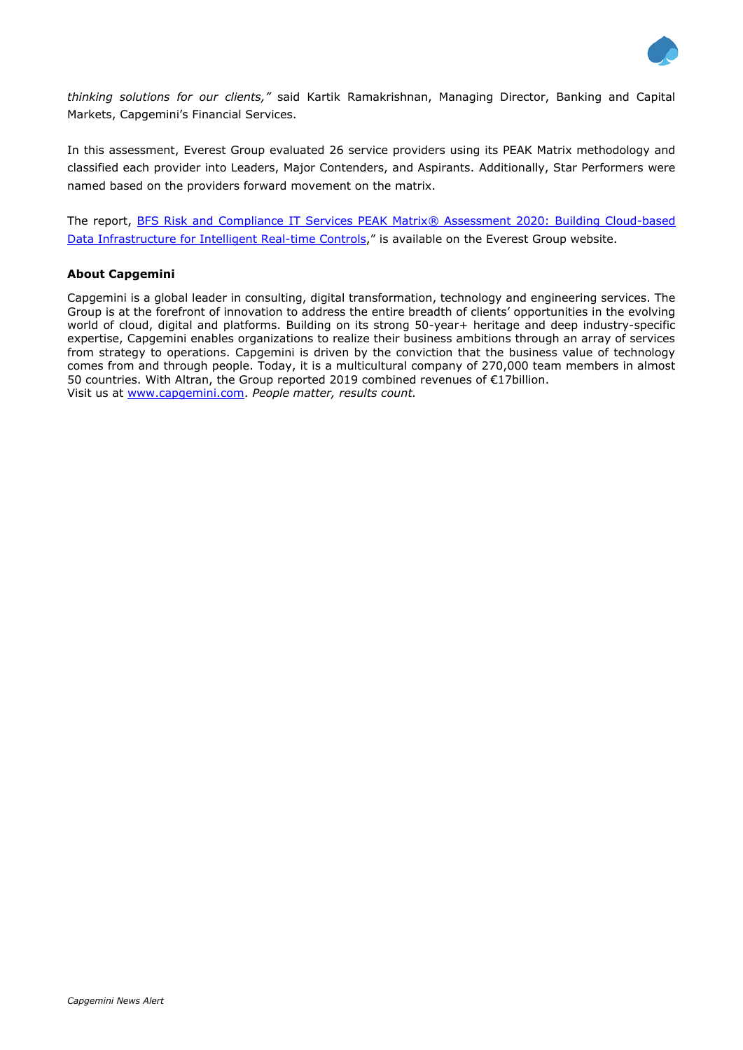*thinking solutions for our clients,"* said Kartik Ramakrishnan, Managing Director, Banking and Capital Markets, Capgemini's Financial Services.

In this assessment, Everest Group evaluated 26 service providers using its PEAK Matrix methodology and classified each provider into Leaders, Major Contenders, and Aspirants. Additionally, Star Performers were named based on the providers forward movement on the matrix.

The report, BFS Risk and Compliance IT Services PEAK Matrix® Assessment 2020: Building Cloud-based Data Infrastructure for Intelligent Real-time Controls," is available on the Everest Group website.

**About Capgemini**

Capgemini is a global leader in consulting, digital transformation, technology and engineering services. The Group is at the forefront of innovation to address the entire breadth of clients' opportunities in the evolving world of cloud, digital and platforms. Building on its strong 50-year+ heritage and deep industry-specific expertise, Capgemini enables organizations to realize their business ambitions through an array of services from strategy to operations. Capgemini is driven by the conviction that the business value of technology comes from and through people. Today, it is a multicultural company of 270,000 team members in almost 50 countries. With Altran, the Group reported 2019 combined revenues of €17billion.
Visit us at www.capgemini.com. *People matter, results count.*